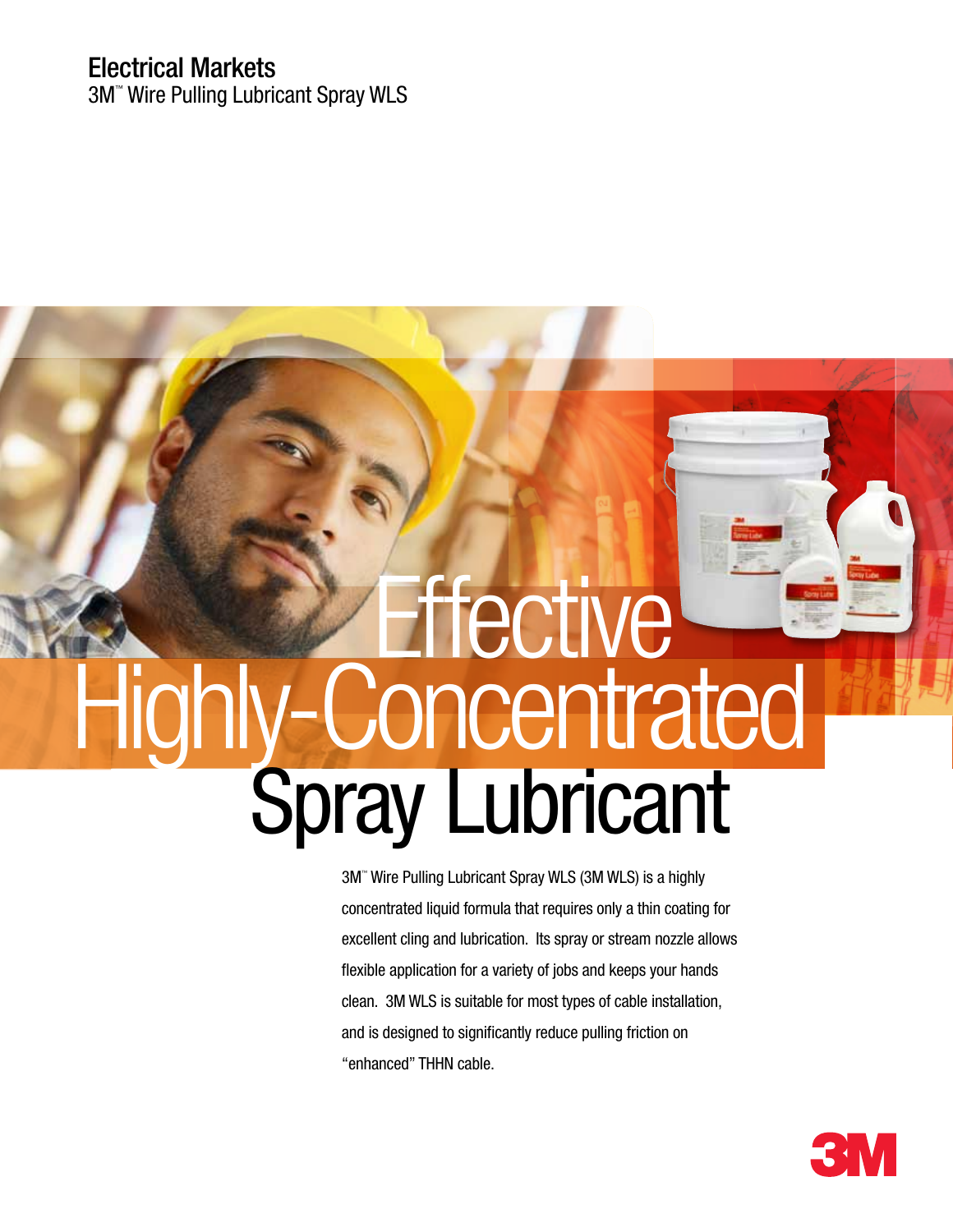Electral Markets

# Electrical Markets

3M™ Wire Pulling Lubricant Spray WLS

# Effective Highly-Concentrated Spray Lubricant

3M™ Wire Pulling Lubricant Spray WLS (3M WLS) is a highly concentrated liquid formula that requires only a thin coating for excellent cling and lubrication. Its spray or stream nozzle allows flexible application for a variety of jobs and keeps your hands clean. 3M WLS is suitable for most types of cable installation, and is designed to significantly reduce pulling friction on "enhanced" THHN cable.

# Electrical Markets

3M™ Wire Pulling Lubricant Spray WLS

# Effective Highly-Concentrated Spray Lubricant

3M™ Wire Pulling Lubricant Spray WLS (3M WLS) is a highly concentrated liquid formula that requires only a thin coating for excellent cling and lubrication. Its spray or stream nozzle allows flexible application for a variety of jobs and keeps your hands clean. 3M WLS is suitable for most types of cable installation, and is designed to significantly reduce pulling friction on "enhanced" THHN cable.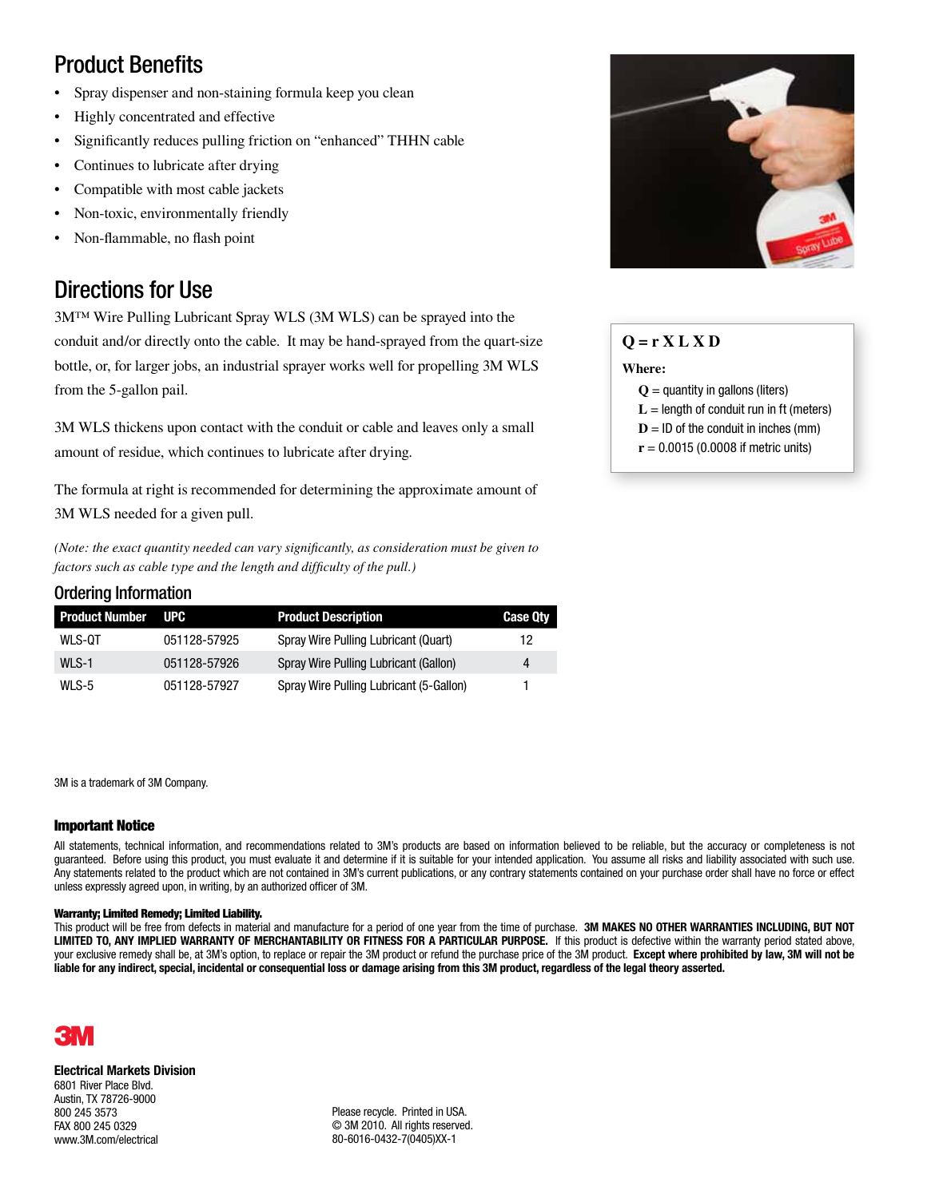## Product Benefits

- Spray dispenser and non-staining formula keep you clean
- Highly concentrated and effective
- Significantly reduces pulling friction on "enhanced" THHN cable
- Continues to lubricate after drying
- Compatible with most cable jackets
- Non-toxic, environmentally friendly
- Non-flammable, no flash point

## Directions for Use

3M™ Wire Pulling Lubricant Spray WLS (3M WLS) can be sprayed into the conduit and/or directly onto the cable. It may be hand-sprayed from the quart-size bottle, or, for larger jobs, an industrial sprayer works well for propelling 3M WLS from the 5-gallon pail.

3M WLS thickens upon contact with the conduit or cable and leaves only a small amount of residue, which continues to lubricate after drying.

The formula at right is recommended for determining the approximate amount of 3M WLS needed for a given pull.

*(Note: the exact quantity needed can vary significantly, as consideration must be given to factors such as cable type and the length and difficulty of the pull.)*

**Q = r X L X D**

**Where:**

- **Q** = quantity in gallons (liters)
- **L** = length of conduit run in ft (meters)
- **D** = ID of the conduit in inches (mm)
- **r** = 0.0015 (0.0008 if metric units)

## Ordering Information

| Product Number | UPC | Product Description | Case Qty |
|---|---|---|---|
| WLS-QT | 051128-57925 | Spray Wire Pulling Lubricant (Quart) | 12 |
| WLS-1 | 051128-57926 | Spray Wire Pulling Lubricant (Gallon) | 4 |
| WLS-5 | 051128-57927 | Spray Wire Pulling Lubricant (5-Gallon) | 1 |

3M is a trademark of 3M Company.

### Important Notice

All statements, technical information, and recommendations related to 3M's products are based on information believed to be reliable, but the accuracy or completeness is not guaranteed. Before using this product, you must evaluate it and determine if it is suitable for your intended application. You assume all risks and liability associated with such use. Any statements related to the product which are not contained in 3M's current publications, or any contrary statements contained on your purchase order shall have no force or effect unless expressly agreed upon, in writing, by an authorized officer of 3M.

**Warranty; Limited Remedy; Limited Liability.**

This product will be free from defects in material and manufacture for a period of one year from the time of purchase. **3M MAKES NO OTHER WARRANTIES INCLUDING, BUT NOT LIMITED TO, ANY IMPLIED WARRANTY OF MERCHANTABILITY OR FITNESS FOR A PARTICULAR PURPOSE.** If this product is defective within the warranty period stated above, your exclusive remedy shall be, at 3M's option, to replace or repair the 3M product or refund the purchase price of the 3M product. **Except where prohibited by law, 3M will not be liable for any indirect, special, incidental or consequential loss or damage arising from this 3M product, regardless of the legal theory asserted.**

3M

**Electrical Markets Division**
6801 River Place Blvd.
Austin, TX 78726-9000
800 245 3573
FAX 800 245 0329
www.3M.com/electrical

Please recycle. Printed in USA.
© 3M 2010. All rights reserved.
80-6016-0432-7(0405)XX-1